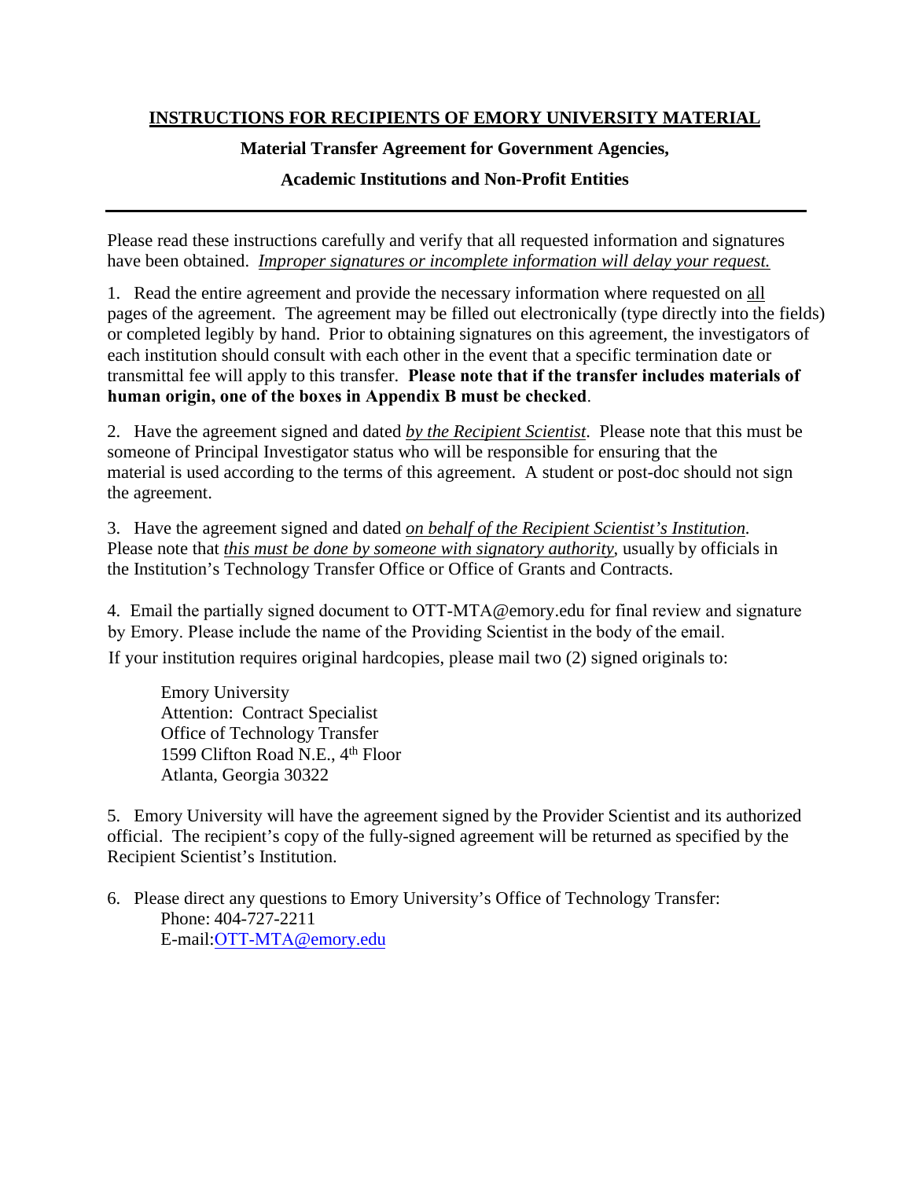## INSTRUCTIONS FOR RECIPIENTS OF EMORY UNIVERSITY MATERIAL

### Material Transfer Agreement for Government Agencies, Academic Institutions and Non-Profit Entities

---

Please read these instructions carefully and verify that all requested information and signatures have been obtained. *Improper signatures or incomplete information will delay your request.*

1. Read the entire agreement and provide the necessary information where requested on all pages of the agreement. The agreement may be filled out electronically (type directly into the fields) or completed legibly by hand. Prior to obtaining signatures on this agreement, the investigators of each institution should consult with each other in the event that a specific termination date or transmittal fee will apply to this transfer. **Please note that if the transfer includes materials of human origin, one of the boxes in Appendix B must be checked**.

2. Have the agreement signed and dated *by the Recipient Scientist*. Please note that this must be someone of Principal Investigator status who will be responsible for ensuring that the material is used according to the terms of this agreement. A student or post-doc should not sign the agreement.

3. Have the agreement signed and dated *on behalf of the Recipient Scientist's Institution*. Please note that *this must be done by someone with signatory authority*, usually by officials in the Institution's Technology Transfer Office or Office of Grants and Contracts.

4. Email the partially signed document to OTT-MTA@emory.edu for final review and signature by Emory. Please include the name of the Providing Scientist in the body of the email.

   If your institution requires original hardcopies, please mail two (2) signed originals to:

   Emory University
   Attention: Contract Specialist
   Office of Technology Transfer
   1599 Clifton Road N.E., 4th Floor
   Atlanta, Georgia 30322

5. Emory University will have the agreement signed by the Provider Scientist and its authorized official. The recipient's copy of the fully-signed agreement will be returned as specified by the Recipient Scientist's Institution.

6. Please direct any questions to Emory University's Office of Technology Transfer:
   Phone: 404-727-2211
   E-mail: OTT-MTA@emory.edu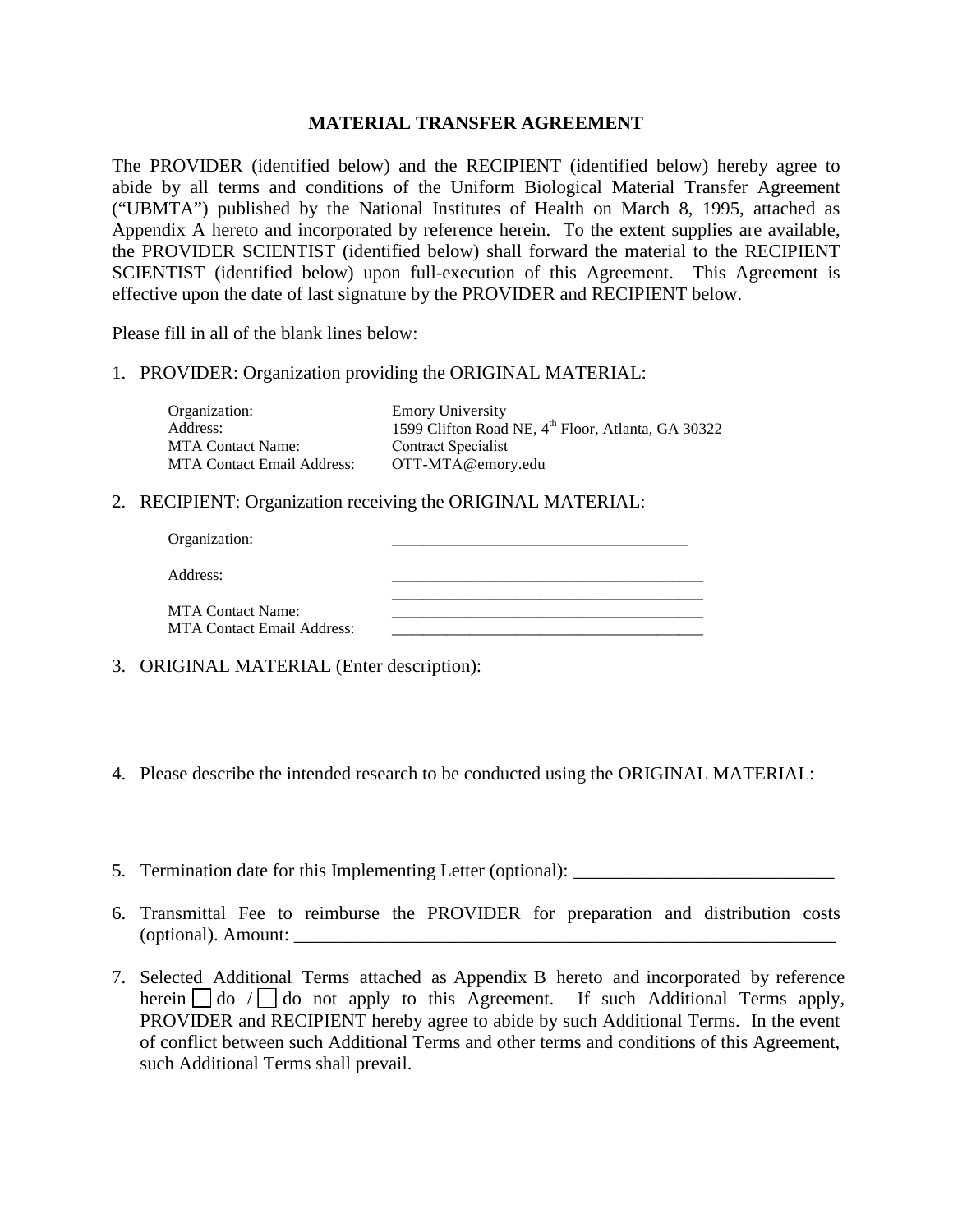# MATERIAL TRANSFER AGREEMENT

The PROVIDER (identified below) and the RECIPIENT (identified below) hereby agree to abide by all terms and conditions of the Uniform Biological Material Transfer Agreement ("UBMTA") published by the National Institutes of Health on March 8, 1995, attached as Appendix A hereto and incorporated by reference herein. To the extent supplies are available, the PROVIDER SCIENTIST (identified below) shall forward the material to the RECIPIENT SCIENTIST (identified below) upon full-execution of this Agreement. This Agreement is effective upon the date of last signature by the PROVIDER and RECIPIENT below.

Please fill in all of the blank lines below:

1. PROVIDER: Organization providing the ORIGINAL MATERIAL:

   Organization: Emory University
   Address: 1599 Clifton Road NE, 4th Floor, Atlanta, GA 30322
   MTA Contact Name: Contract Specialist
   MTA Contact Email Address: OTT-MTA@emory.edu

2. RECIPIENT: Organization receiving the ORIGINAL MATERIAL:

   Organization: ____________________________________

   Address: ______________________________________
   ______________________________________
   MTA Contact Name: ______________________________________
   MTA Contact Email Address: ______________________________________

3. ORIGINAL MATERIAL (Enter description):

4. Please describe the intended research to be conducted using the ORIGINAL MATERIAL:

5. Termination date for this Implementing Letter (optional): ____________________________

6. Transmittal Fee to reimburse the PROVIDER for preparation and distribution costs (optional). Amount: ____________________________________________________________

7. Selected Additional Terms attached as Appendix B hereto and incorporated by reference herein ☐ do / ☐ do not apply to this Agreement. If such Additional Terms apply, PROVIDER and RECIPIENT hereby agree to abide by such Additional Terms. In the event of conflict between such Additional Terms and other terms and conditions of this Agreement, such Additional Terms shall prevail.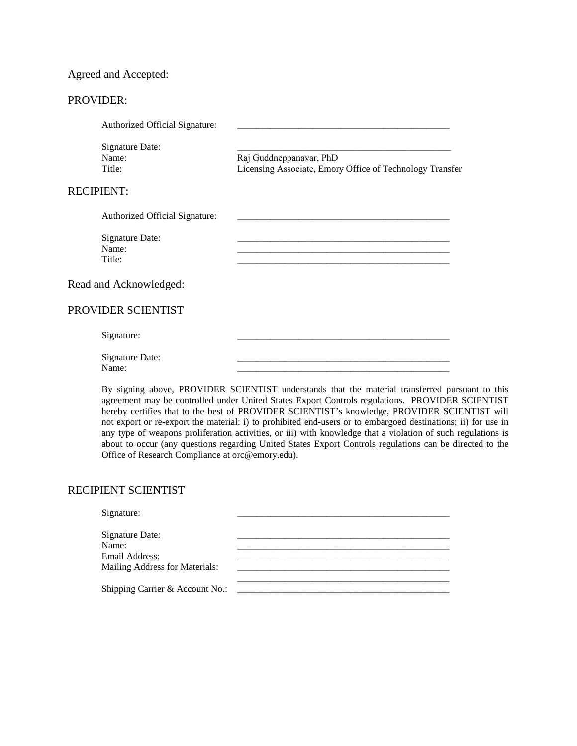Agreed and Accepted:

PROVIDER:

| | |
|---|---|
| Authorized Official Signature: | ___________________________________________ |
| Signature Date: | ___________________________________________ |
| Name: | Raj Guddneppanavar, PhD |
| Title: | Licensing Associate, Emory Office of Technology Transfer |

RECIPIENT:

| | |
|---|---|
| Authorized Official Signature: | ___________________________________________ |
| Signature Date: | ___________________________________________ |
| Name: | ___________________________________________ |
| Title: | ___________________________________________ |

Read and Acknowledged:

PROVIDER SCIENTIST

| | |
|---|---|
| Signature: | ___________________________________________ |
| Signature Date: | ___________________________________________ |
| Name: | ___________________________________________ |

By signing above, PROVIDER SCIENTIST understands that the material transferred pursuant to this agreement may be controlled under United States Export Controls regulations. PROVIDER SCIENTIST hereby certifies that to the best of PROVIDER SCIENTIST's knowledge, PROVIDER SCIENTIST will not export or re-export the material: i) to prohibited end-users or to embargoed destinations; ii) for use in any type of weapons proliferation activities, or iii) with knowledge that a violation of such regulations is about to occur (any questions regarding United States Export Controls regulations can be directed to the Office of Research Compliance at orc@emory.edu).

RECIPIENT SCIENTIST

| | |
|---|---|
| Signature: | ___________________________________________ |
| Signature Date: | ___________________________________________ |
| Name: | ___________________________________________ |
| Email Address: | ___________________________________________ |
| Mailing Address for Materials: | ___________________________________________ |
| | ___________________________________________ |
| Shipping Carrier & Account No.: | ___________________________________________ |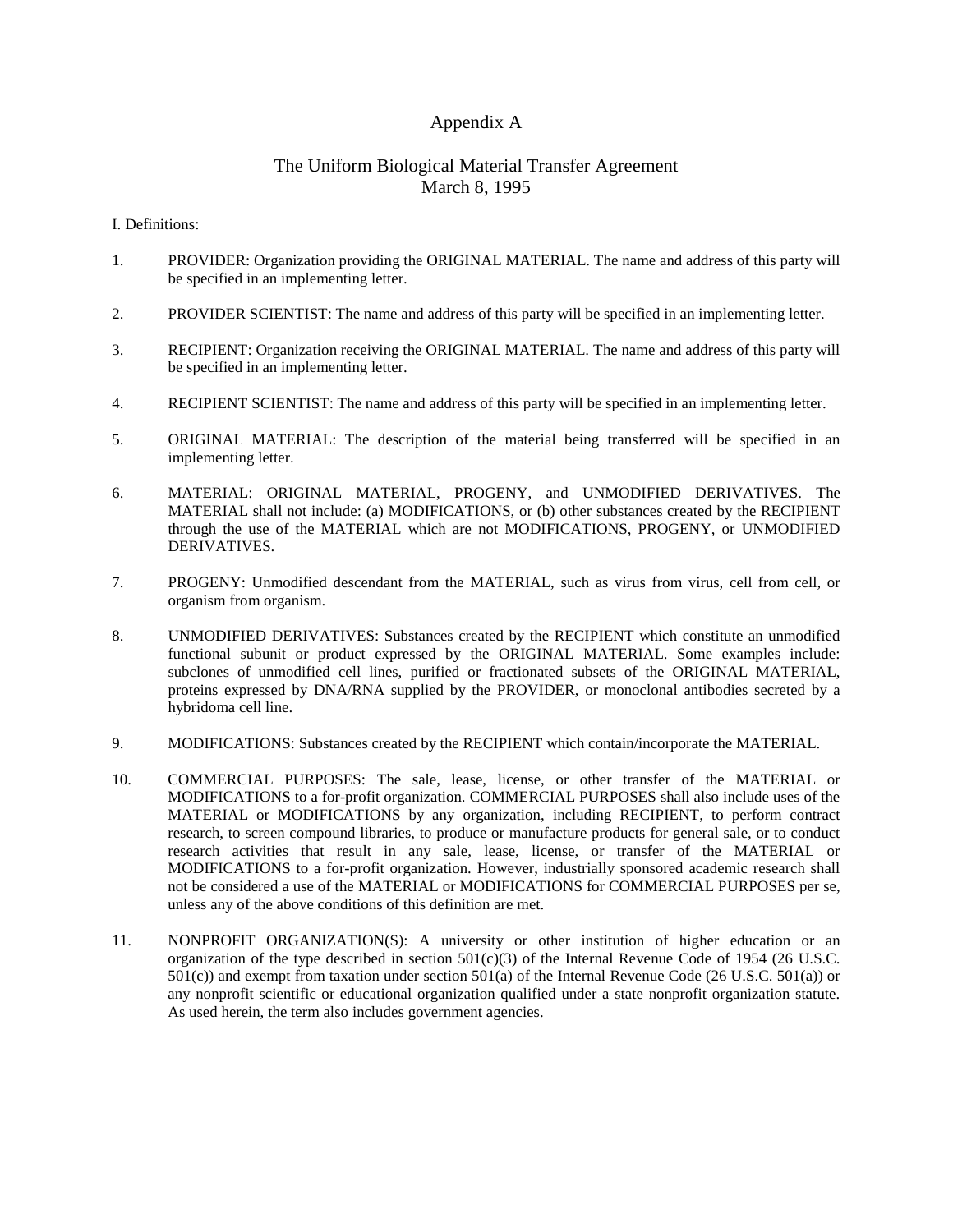# Appendix A

## The Uniform Biological Material Transfer Agreement
## March 8, 1995

I. Definitions:

1. PROVIDER: Organization providing the ORIGINAL MATERIAL. The name and address of this party will be specified in an implementing letter.

2. PROVIDER SCIENTIST: The name and address of this party will be specified in an implementing letter.

3. RECIPIENT: Organization receiving the ORIGINAL MATERIAL. The name and address of this party will be specified in an implementing letter.

4. RECIPIENT SCIENTIST: The name and address of this party will be specified in an implementing letter.

5. ORIGINAL MATERIAL: The description of the material being transferred will be specified in an implementing letter.

6. MATERIAL: ORIGINAL MATERIAL, PROGENY, and UNMODIFIED DERIVATIVES. The MATERIAL shall not include: (a) MODIFICATIONS, or (b) other substances created by the RECIPIENT through the use of the MATERIAL which are not MODIFICATIONS, PROGENY, or UNMODIFIED DERIVATIVES.

7. PROGENY: Unmodified descendant from the MATERIAL, such as virus from virus, cell from cell, or organism from organism.

8. UNMODIFIED DERIVATIVES: Substances created by the RECIPIENT which constitute an unmodified functional subunit or product expressed by the ORIGINAL MATERIAL. Some examples include: subclones of unmodified cell lines, purified or fractionated subsets of the ORIGINAL MATERIAL, proteins expressed by DNA/RNA supplied by the PROVIDER, or monoclonal antibodies secreted by a hybridoma cell line.

9. MODIFICATIONS: Substances created by the RECIPIENT which contain/incorporate the MATERIAL.

10. COMMERCIAL PURPOSES: The sale, lease, license, or other transfer of the MATERIAL or MODIFICATIONS to a for-profit organization. COMMERCIAL PURPOSES shall also include uses of the MATERIAL or MODIFICATIONS by any organization, including RECIPIENT, to perform contract research, to screen compound libraries, to produce or manufacture products for general sale, or to conduct research activities that result in any sale, lease, license, or transfer of the MATERIAL or MODIFICATIONS to a for-profit organization. However, industrially sponsored academic research shall not be considered a use of the MATERIAL or MODIFICATIONS for COMMERCIAL PURPOSES per se, unless any of the above conditions of this definition are met.

11. NONPROFIT ORGANIZATION(S): A university or other institution of higher education or an organization of the type described in section 501(c)(3) of the Internal Revenue Code of 1954 (26 U.S.C. 501(c)) and exempt from taxation under section 501(a) of the Internal Revenue Code (26 U.S.C. 501(a)) or any nonprofit scientific or educational organization qualified under a state nonprofit organization statute. As used herein, the term also includes government agencies.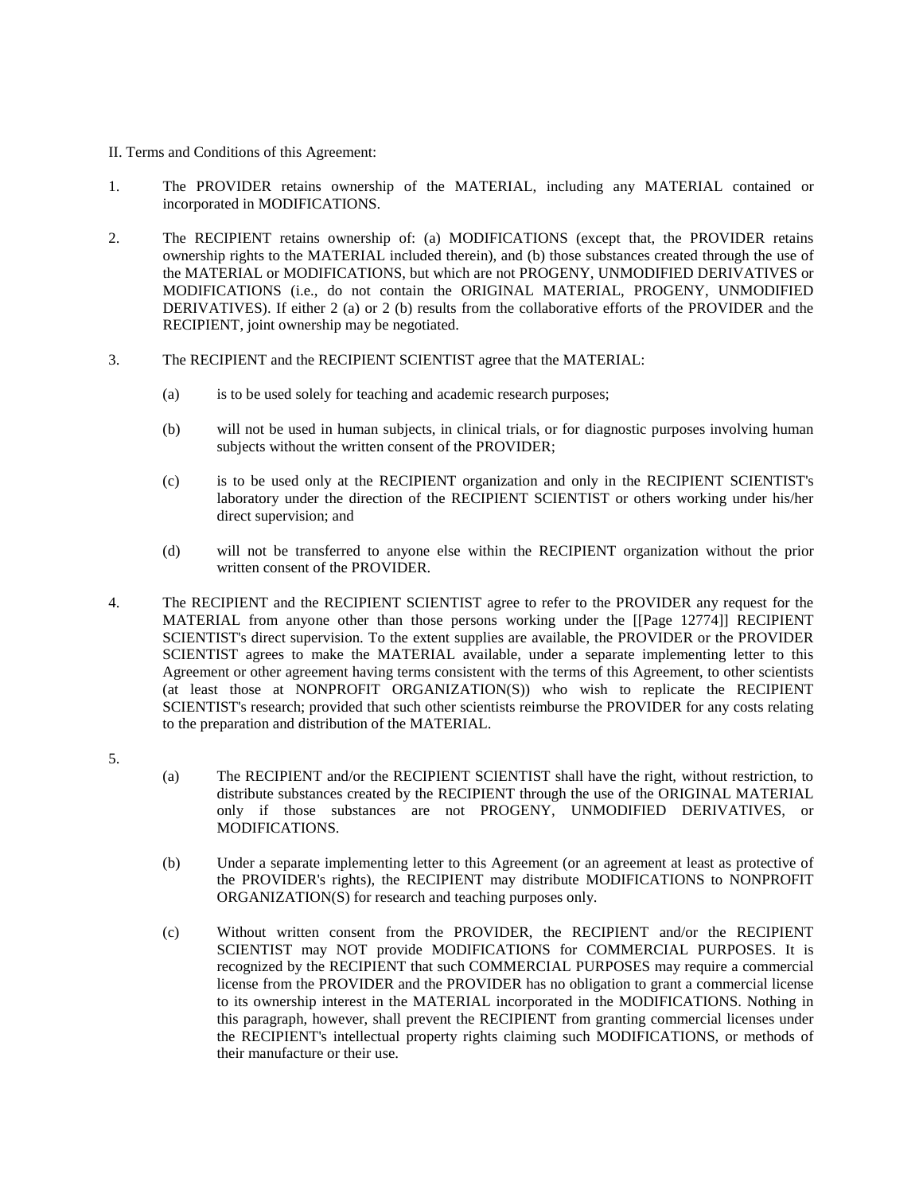II. Terms and Conditions of this Agreement:

1. The PROVIDER retains ownership of the MATERIAL, including any MATERIAL contained or incorporated in MODIFICATIONS.

2. The RECIPIENT retains ownership of: (a) MODIFICATIONS (except that, the PROVIDER retains ownership rights to the MATERIAL included therein), and (b) those substances created through the use of the MATERIAL or MODIFICATIONS, but which are not PROGENY, UNMODIFIED DERIVATIVES or MODIFICATIONS (i.e., do not contain the ORIGINAL MATERIAL, PROGENY, UNMODIFIED DERIVATIVES). If either 2 (a) or 2 (b) results from the collaborative efforts of the PROVIDER and the RECIPIENT, joint ownership may be negotiated.

3. The RECIPIENT and the RECIPIENT SCIENTIST agree that the MATERIAL:

   (a) is to be used solely for teaching and academic research purposes;

   (b) will not be used in human subjects, in clinical trials, or for diagnostic purposes involving human subjects without the written consent of the PROVIDER;

   (c) is to be used only at the RECIPIENT organization and only in the RECIPIENT SCIENTIST's laboratory under the direction of the RECIPIENT SCIENTIST or others working under his/her direct supervision; and

   (d) will not be transferred to anyone else within the RECIPIENT organization without the prior written consent of the PROVIDER.

4. The RECIPIENT and the RECIPIENT SCIENTIST agree to refer to the PROVIDER any request for the MATERIAL from anyone other than those persons working under the [[Page 12774]] RECIPIENT SCIENTIST's direct supervision. To the extent supplies are available, the PROVIDER or the PROVIDER SCIENTIST agrees to make the MATERIAL available, under a separate implementing letter to this Agreement or other agreement having terms consistent with the terms of this Agreement, to other scientists (at least those at NONPROFIT ORGANIZATION(S)) who wish to replicate the RECIPIENT SCIENTIST's research; provided that such other scientists reimburse the PROVIDER for any costs relating to the preparation and distribution of the MATERIAL.

5.

   (a) The RECIPIENT and/or the RECIPIENT SCIENTIST shall have the right, without restriction, to distribute substances created by the RECIPIENT through the use of the ORIGINAL MATERIAL only if those substances are not PROGENY, UNMODIFIED DERIVATIVES, or MODIFICATIONS.

   (b) Under a separate implementing letter to this Agreement (or an agreement at least as protective of the PROVIDER's rights), the RECIPIENT may distribute MODIFICATIONS to NONPROFIT ORGANIZATION(S) for research and teaching purposes only.

   (c) Without written consent from the PROVIDER, the RECIPIENT and/or the RECIPIENT SCIENTIST may NOT provide MODIFICATIONS for COMMERCIAL PURPOSES. It is recognized by the RECIPIENT that such COMMERCIAL PURPOSES may require a commercial license from the PROVIDER and the PROVIDER has no obligation to grant a commercial license to its ownership interest in the MATERIAL incorporated in the MODIFICATIONS. Nothing in this paragraph, however, shall prevent the RECIPIENT from granting commercial licenses under the RECIPIENT's intellectual property rights claiming such MODIFICATIONS, or methods of their manufacture or their use.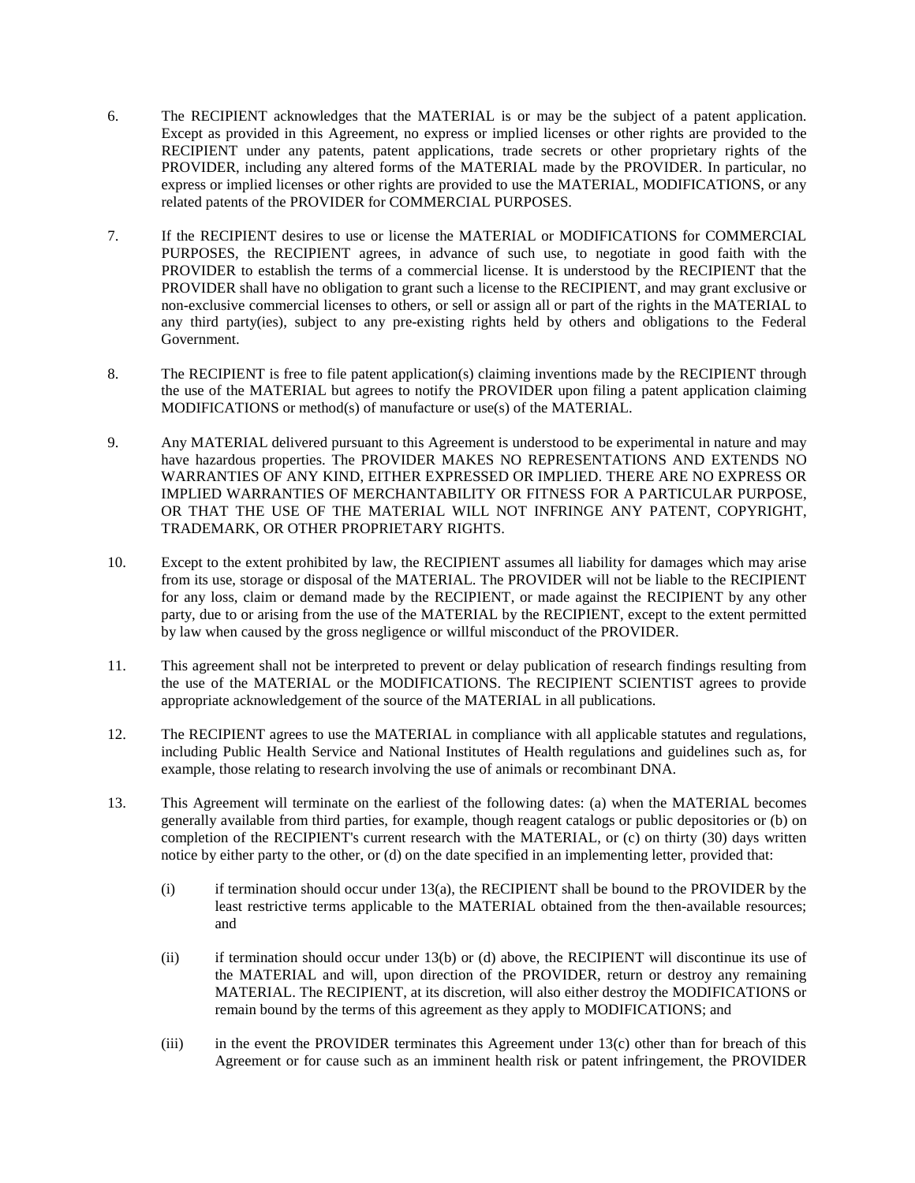6. The RECIPIENT acknowledges that the MATERIAL is or may be the subject of a patent application. Except as provided in this Agreement, no express or implied licenses or other rights are provided to the RECIPIENT under any patents, patent applications, trade secrets or other proprietary rights of the PROVIDER, including any altered forms of the MATERIAL made by the PROVIDER. In particular, no express or implied licenses or other rights are provided to use the MATERIAL, MODIFICATIONS, or any related patents of the PROVIDER for COMMERCIAL PURPOSES.

7. If the RECIPIENT desires to use or license the MATERIAL or MODIFICATIONS for COMMERCIAL PURPOSES, the RECIPIENT agrees, in advance of such use, to negotiate in good faith with the PROVIDER to establish the terms of a commercial license. It is understood by the RECIPIENT that the PROVIDER shall have no obligation to grant such a license to the RECIPIENT, and may grant exclusive or non-exclusive commercial licenses to others, or sell or assign all or part of the rights in the MATERIAL to any third party(ies), subject to any pre-existing rights held by others and obligations to the Federal Government.

8. The RECIPIENT is free to file patent application(s) claiming inventions made by the RECIPIENT through the use of the MATERIAL but agrees to notify the PROVIDER upon filing a patent application claiming MODIFICATIONS or method(s) of manufacture or use(s) of the MATERIAL.

9. Any MATERIAL delivered pursuant to this Agreement is understood to be experimental in nature and may have hazardous properties. The PROVIDER MAKES NO REPRESENTATIONS AND EXTENDS NO WARRANTIES OF ANY KIND, EITHER EXPRESSED OR IMPLIED. THERE ARE NO EXPRESS OR IMPLIED WARRANTIES OF MERCHANTABILITY OR FITNESS FOR A PARTICULAR PURPOSE, OR THAT THE USE OF THE MATERIAL WILL NOT INFRINGE ANY PATENT, COPYRIGHT, TRADEMARK, OR OTHER PROPRIETARY RIGHTS.

10. Except to the extent prohibited by law, the RECIPIENT assumes all liability for damages which may arise from its use, storage or disposal of the MATERIAL. The PROVIDER will not be liable to the RECIPIENT for any loss, claim or demand made by the RECIPIENT, or made against the RECIPIENT by any other party, due to or arising from the use of the MATERIAL by the RECIPIENT, except to the extent permitted by law when caused by the gross negligence or willful misconduct of the PROVIDER.

11. This agreement shall not be interpreted to prevent or delay publication of research findings resulting from the use of the MATERIAL or the MODIFICATIONS. The RECIPIENT SCIENTIST agrees to provide appropriate acknowledgement of the source of the MATERIAL in all publications.

12. The RECIPIENT agrees to use the MATERIAL in compliance with all applicable statutes and regulations, including Public Health Service and National Institutes of Health regulations and guidelines such as, for example, those relating to research involving the use of animals or recombinant DNA.

13. This Agreement will terminate on the earliest of the following dates: (a) when the MATERIAL becomes generally available from third parties, for example, though reagent catalogs or public depositories or (b) on completion of the RECIPIENT's current research with the MATERIAL, or (c) on thirty (30) days written notice by either party to the other, or (d) on the date specified in an implementing letter, provided that:

    (i) if termination should occur under 13(a), the RECIPIENT shall be bound to the PROVIDER by the least restrictive terms applicable to the MATERIAL obtained from the then-available resources; and

    (ii) if termination should occur under 13(b) or (d) above, the RECIPIENT will discontinue its use of the MATERIAL and will, upon direction of the PROVIDER, return or destroy any remaining MATERIAL. The RECIPIENT, at its discretion, will also either destroy the MODIFICATIONS or remain bound by the terms of this agreement as they apply to MODIFICATIONS; and

    (iii) in the event the PROVIDER terminates this Agreement under 13(c) other than for breach of this Agreement or for cause such as an imminent health risk or patent infringement, the PROVIDER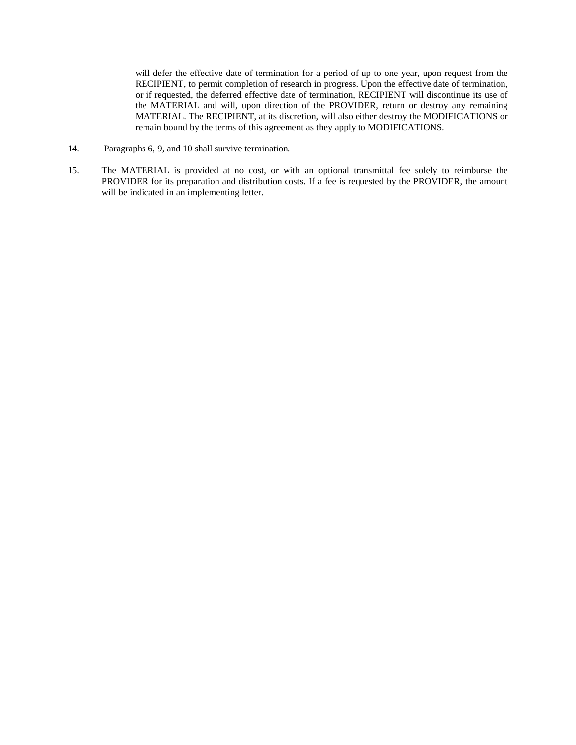will defer the effective date of termination for a period of up to one year, upon request from the RECIPIENT, to permit completion of research in progress. Upon the effective date of termination, or if requested, the deferred effective date of termination, RECIPIENT will discontinue its use of the MATERIAL and will, upon direction of the PROVIDER, return or destroy any remaining MATERIAL. The RECIPIENT, at its discretion, will also either destroy the MODIFICATIONS or remain bound by the terms of this agreement as they apply to MODIFICATIONS.

14. Paragraphs 6, 9, and 10 shall survive termination.

15. The MATERIAL is provided at no cost, or with an optional transmittal fee solely to reimburse the PROVIDER for its preparation and distribution costs. If a fee is requested by the PROVIDER, the amount will be indicated in an implementing letter.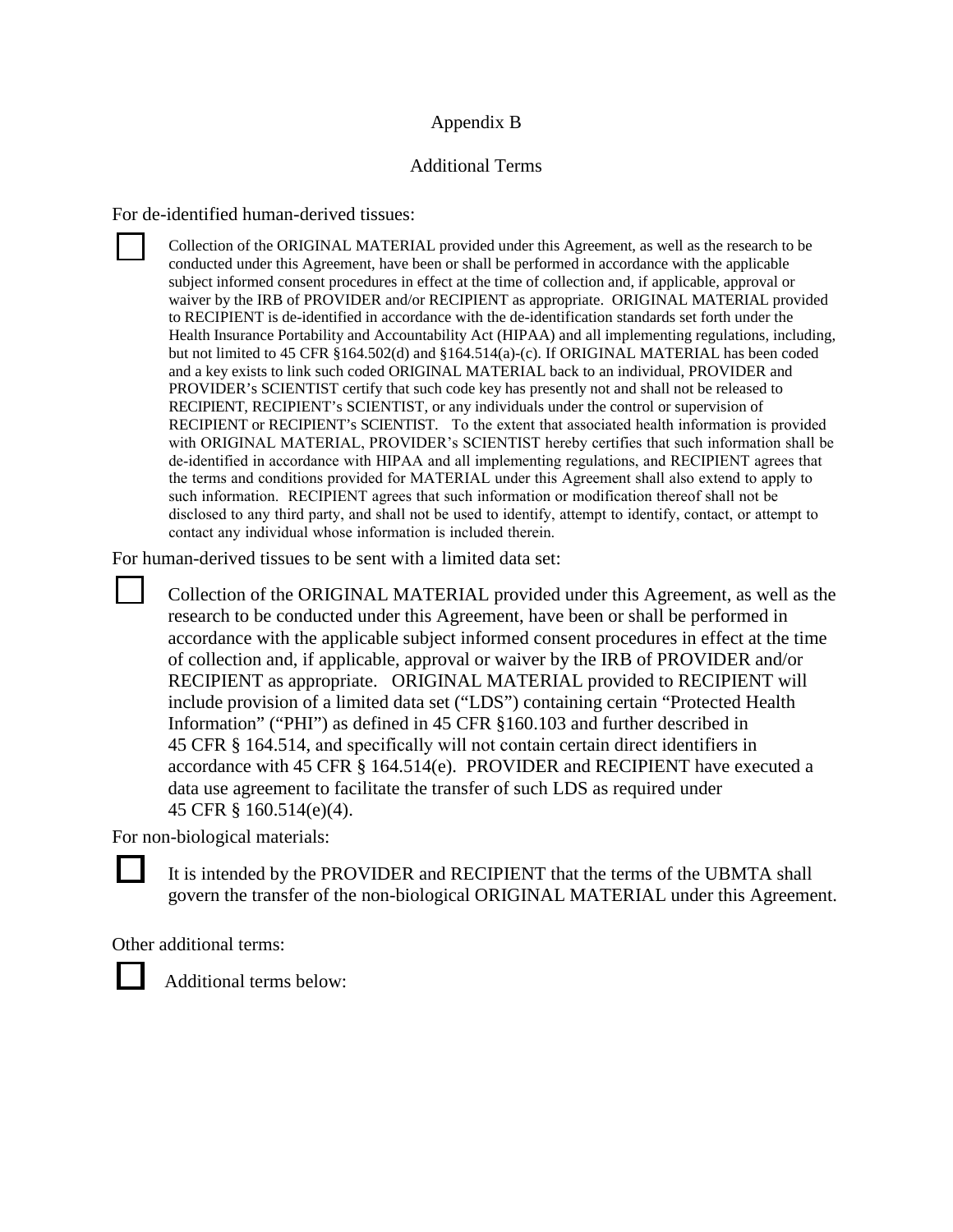Appendix B

Additional Terms

For de-identified human-derived tissues:

☐ Collection of the ORIGINAL MATERIAL provided under this Agreement, as well as the research to be conducted under this Agreement, have been or shall be performed in accordance with the applicable subject informed consent procedures in effect at the time of collection and, if applicable, approval or waiver by the IRB of PROVIDER and/or RECIPIENT as appropriate. ORIGINAL MATERIAL provided to RECIPIENT is de-identified in accordance with the de-identification standards set forth under the Health Insurance Portability and Accountability Act (HIPAA) and all implementing regulations, including, but not limited to 45 CFR §164.502(d) and §164.514(a)-(c). If ORIGINAL MATERIAL has been coded and a key exists to link such coded ORIGINAL MATERIAL back to an individual, PROVIDER and PROVIDER's SCIENTIST certify that such code key has presently not and shall not be released to RECIPIENT, RECIPIENT's SCIENTIST, or any individuals under the control or supervision of RECIPIENT or RECIPIENT's SCIENTIST. To the extent that associated health information is provided with ORIGINAL MATERIAL, PROVIDER's SCIENTIST hereby certifies that such information shall be de-identified in accordance with HIPAA and all implementing regulations, and RECIPIENT agrees that the terms and conditions provided for MATERIAL under this Agreement shall also extend to apply to such information. RECIPIENT agrees that such information or modification thereof shall not be disclosed to any third party, and shall not be used to identify, attempt to identify, contact, or attempt to contact any individual whose information is included therein.

For human-derived tissues to be sent with a limited data set:

☐ Collection of the ORIGINAL MATERIAL provided under this Agreement, as well as the research to be conducted under this Agreement, have been or shall be performed in accordance with the applicable subject informed consent procedures in effect at the time of collection and, if applicable, approval or waiver by the IRB of PROVIDER and/or RECIPIENT as appropriate. ORIGINAL MATERIAL provided to RECIPIENT will include provision of a limited data set ("LDS") containing certain "Protected Health Information" ("PHI") as defined in 45 CFR §160.103 and further described in 45 CFR § 164.514, and specifically will not contain certain direct identifiers in accordance with 45 CFR § 164.514(e). PROVIDER and RECIPIENT have executed a data use agreement to facilitate the transfer of such LDS as required under 45 CFR § 160.514(e)(4).

For non-biological materials:

☐ It is intended by the PROVIDER and RECIPIENT that the terms of the UBMTA shall govern the transfer of the non-biological ORIGINAL MATERIAL under this Agreement.

Other additional terms:

☐ Additional terms below: